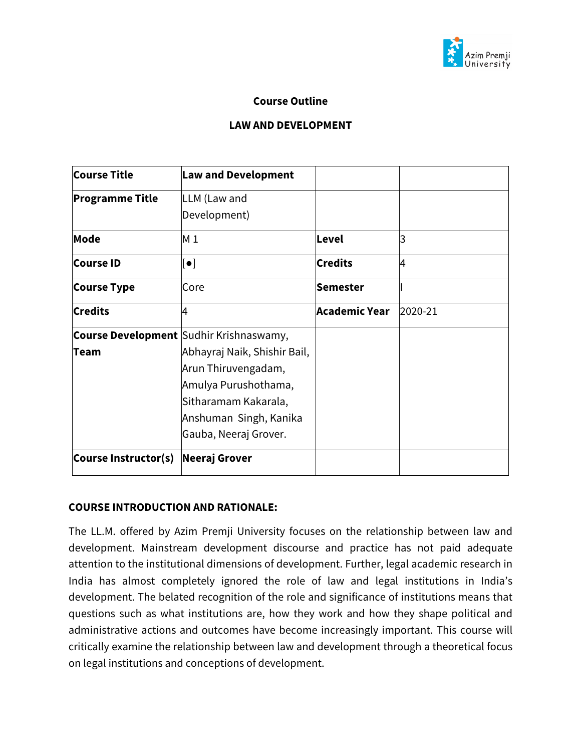**Course Outline**

**LAW AND DEVELOPMENT**

| **Course Title** | **Law and Development** | | |
|---|---|---|---|
| **Programme Title** | LLM (Law and Development) | | |
| **Mode** | M 1 | **Level** | 3 |
| **Course ID** | [●] | **Credits** | 4 |
| **Course Type** | Core | **Semester** | I |
| **Credits** | 4 | **Academic Year** | 2020-21 |
| **Course Development Team** | Sudhir Krishnaswamy, Abhayraj Naik, Shishir Bail, Arun Thiruvengadam, Amulya Purushothama, Sitharamam Kakarala, Anshuman Singh, Kanika Gauba, Neeraj Grover. | | |
| **Course Instructor(s)** | **Neeraj Grover** | | |

**COURSE INTRODUCTION AND RATIONALE:**

The LL.M. offered by Azim Premji University focuses on the relationship between law and development. Mainstream development discourse and practice has not paid adequate attention to the institutional dimensions of development. Further, legal academic research in India has almost completely ignored the role of law and legal institutions in India's development. The belated recognition of the role and significance of institutions means that questions such as what institutions are, how they work and how they shape political and administrative actions and outcomes have become increasingly important. This course will critically examine the relationship between law and development through a theoretical focus on legal institutions and conceptions of development.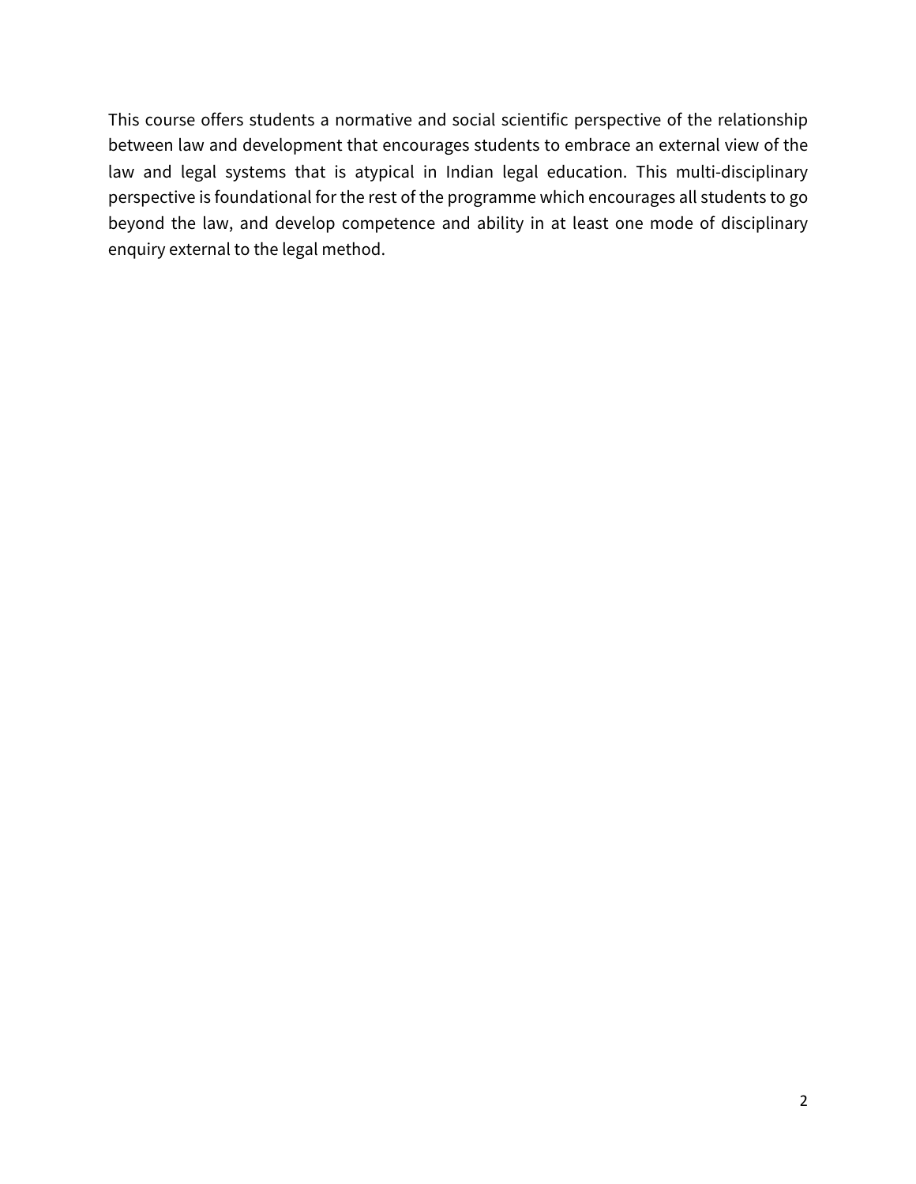This course offers students a normative and social scientific perspective of the relationship between law and development that encourages students to embrace an external view of the law and legal systems that is atypical in Indian legal education. This multi-disciplinary perspective is foundational for the rest of the programme which encourages all students to go beyond the law, and develop competence and ability in at least one mode of disciplinary enquiry external to the legal method.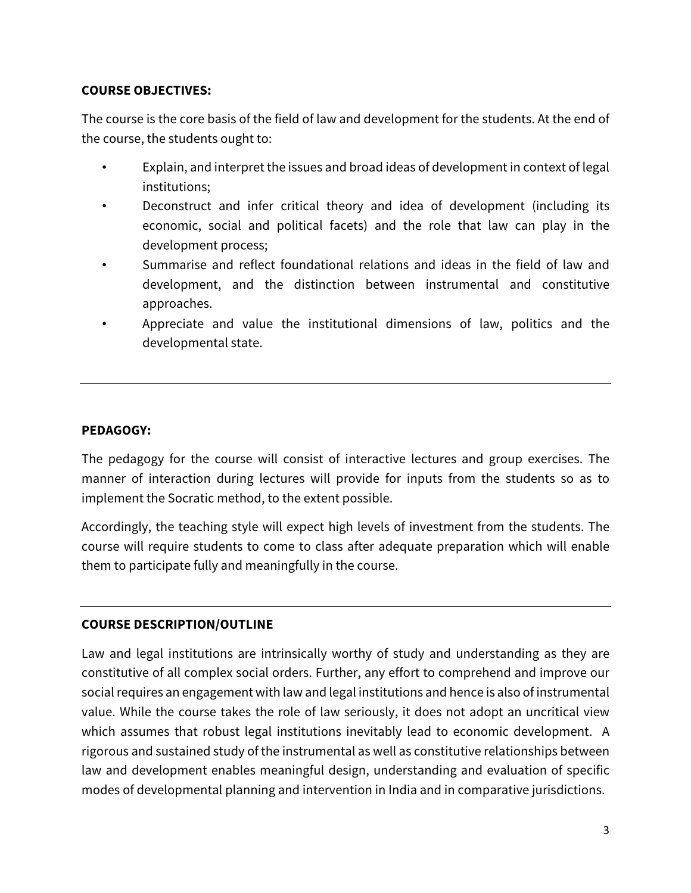**COURSE OBJECTIVES:**

The course is the core basis of the field of law and development for the students. At the end of the course, the students ought to:

- Explain, and interpret the issues and broad ideas of development in context of legal institutions;
- Deconstruct and infer critical theory and idea of development (including its economic, social and political facets) and the role that law can play in the development process;
- Summarise and reflect foundational relations and ideas in the field of law and development, and the distinction between instrumental and constitutive approaches.
- Appreciate and value the institutional dimensions of law, politics and the developmental state.

---

**PEDAGOGY:**

The pedagogy for the course will consist of interactive lectures and group exercises. The manner of interaction during lectures will provide for inputs from the students so as to implement the Socratic method, to the extent possible.

Accordingly, the teaching style will expect high levels of investment from the students. The course will require students to come to class after adequate preparation which will enable them to participate fully and meaningfully in the course.

---

**COURSE DESCRIPTION/OUTLINE**

Law and legal institutions are intrinsically worthy of study and understanding as they are constitutive of all complex social orders. Further, any effort to comprehend and improve our social requires an engagement with law and legal institutions and hence is also of instrumental value. While the course takes the role of law seriously, it does not adopt an uncritical view which assumes that robust legal institutions inevitably lead to economic development. A rigorous and sustained study of the instrumental as well as constitutive relationships between law and development enables meaningful design, understanding and evaluation of specific modes of developmental planning and intervention in India and in comparative jurisdictions.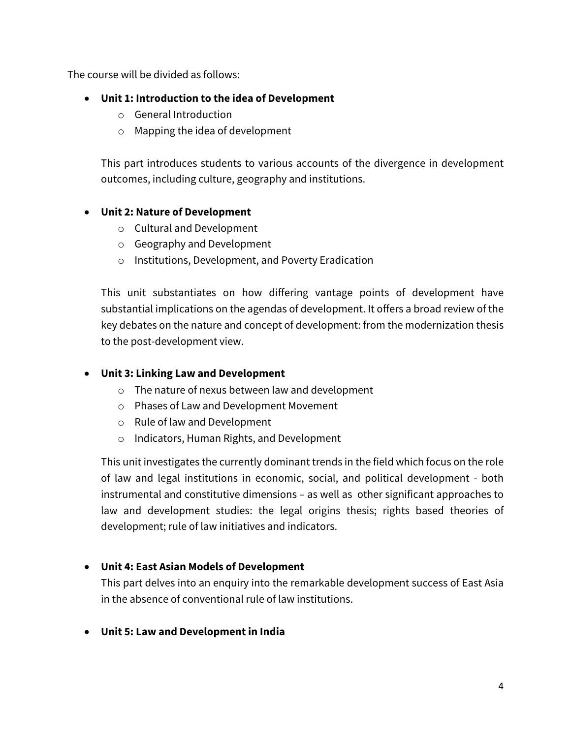The course will be divided as follows:

- **Unit 1: Introduction to the idea of Development**
    - General Introduction
    - Mapping the idea of development

  This part introduces students to various accounts of the divergence in development outcomes, including culture, geography and institutions.

- **Unit 2: Nature of Development**
    - Cultural and Development
    - Geography and Development
    - Institutions, Development, and Poverty Eradication

  This unit substantiates on how differing vantage points of development have substantial implications on the agendas of development. It offers a broad review of the key debates on the nature and concept of development: from the modernization thesis to the post-development view.

- **Unit 3: Linking Law and Development**
    - The nature of nexus between law and development
    - Phases of Law and Development Movement
    - Rule of law and Development
    - Indicators, Human Rights, and Development

  This unit investigates the currently dominant trends in the field which focus on the role of law and legal institutions in economic, social, and political development - both instrumental and constitutive dimensions – as well as other significant approaches to law and development studies: the legal origins thesis; rights based theories of development; rule of law initiatives and indicators.

- **Unit 4: East Asian Models of Development**

  This part delves into an enquiry into the remarkable development success of East Asia in the absence of conventional rule of law institutions.

- **Unit 5: Law and Development in India**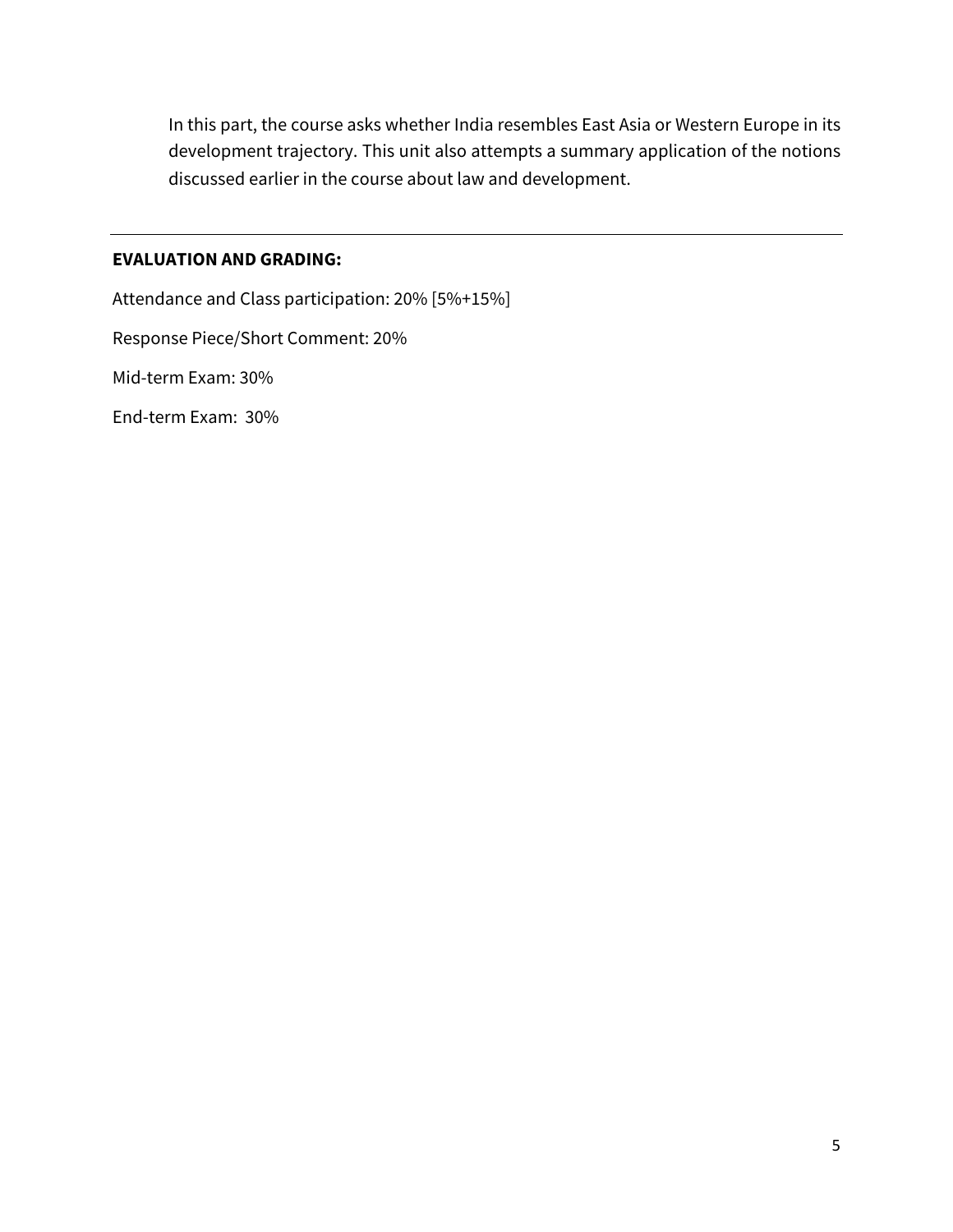In this part, the course asks whether India resembles East Asia or Western Europe in its development trajectory. This unit also attempts a summary application of the notions discussed earlier in the course about law and development.

---

**EVALUATION AND GRADING:**

Attendance and Class participation: 20% [5%+15%]

Response Piece/Short Comment: 20%

Mid-term Exam: 30%

End-term Exam: 30%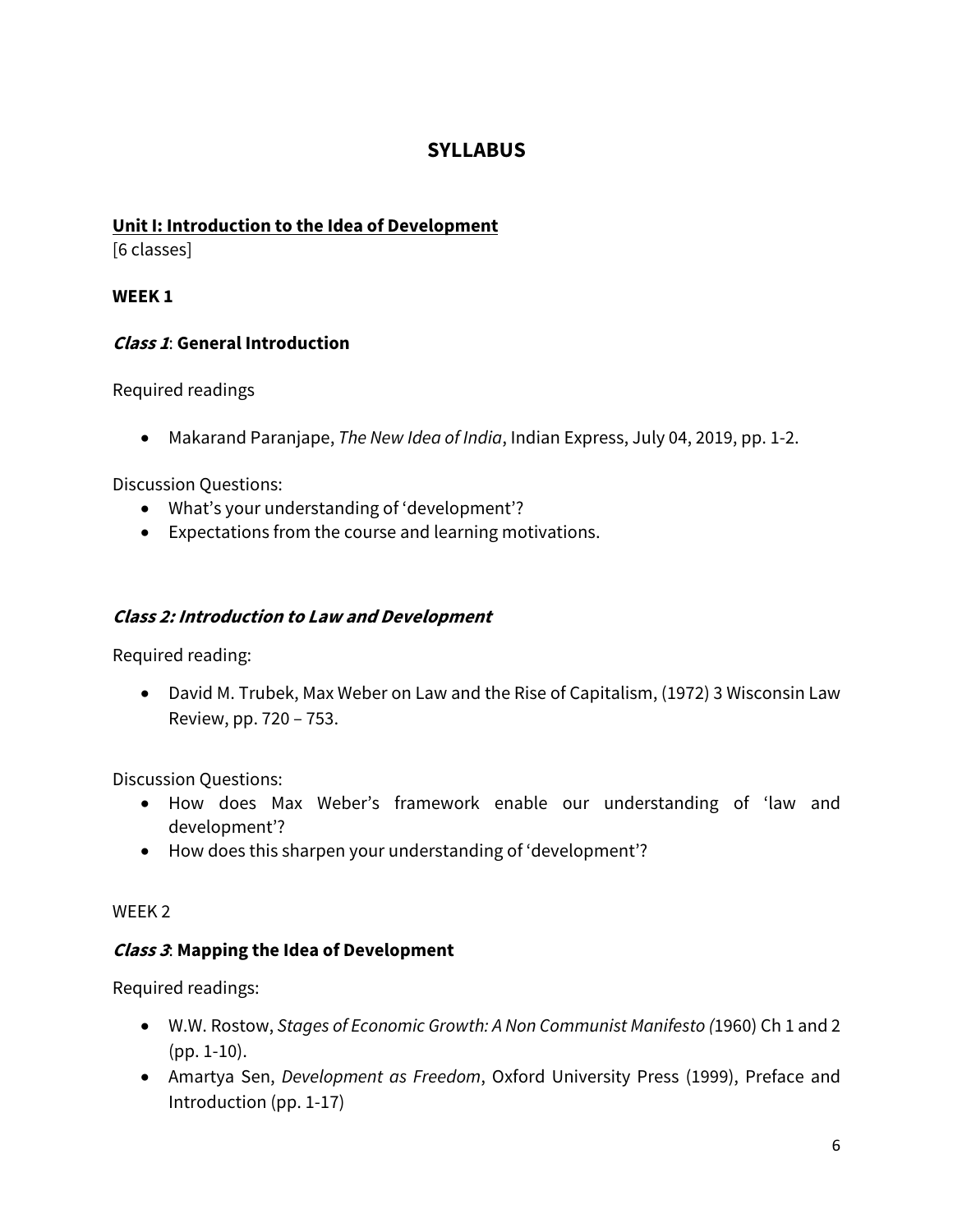# SYLLABUS

**Unit I: Introduction to the Idea of Development**
[6 classes]

**WEEK 1**

***Class 1*: General Introduction**

Required readings

- Makarand Paranjape, *The New Idea of India*, Indian Express, July 04, 2019, pp. 1-2.

Discussion Questions:
- What's your understanding of 'development'?
- Expectations from the course and learning motivations.

***Class 2: Introduction to Law and Development***

Required reading:

- David M. Trubek, Max Weber on Law and the Rise of Capitalism, (1972) 3 Wisconsin Law Review, pp. 720 – 753.

Discussion Questions:
- How does Max Weber's framework enable our understanding of 'law and development'?
- How does this sharpen your understanding of 'development'?

WEEK 2

***Class 3*: Mapping the Idea of Development**

Required readings:

- W.W. Rostow, *Stages of Economic Growth: A Non Communist Manifesto (*1960) Ch 1 and 2 (pp. 1-10).
- Amartya Sen, *Development as Freedom*, Oxford University Press (1999), Preface and Introduction (pp. 1-17)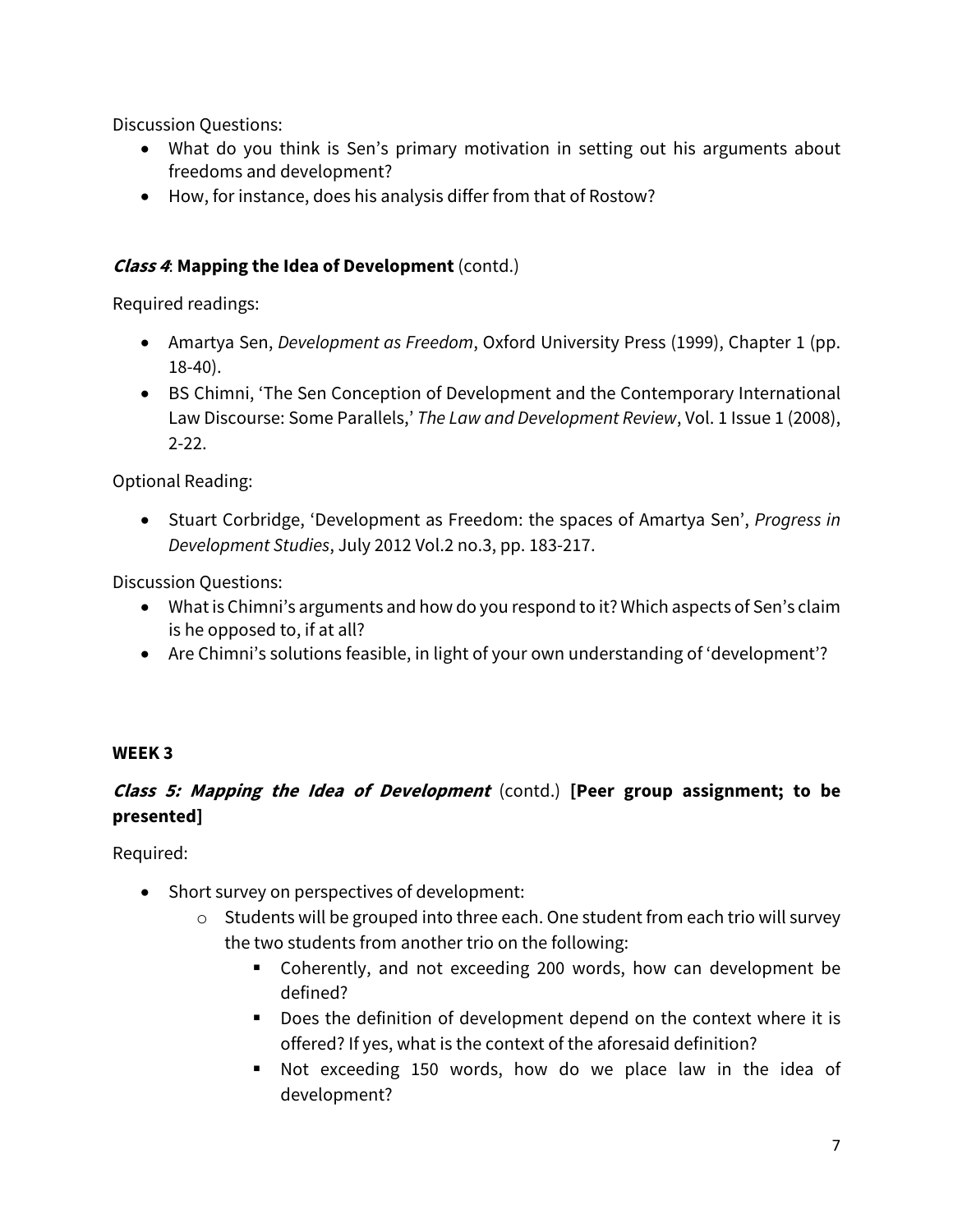Discussion Questions:

- What do you think is Sen's primary motivation in setting out his arguments about freedoms and development?
- How, for instance, does his analysis differ from that of Rostow?

### ***Class 4*: Mapping the Idea of Development** (contd.)

Required readings:

- Amartya Sen, *Development as Freedom*, Oxford University Press (1999), Chapter 1 (pp. 18-40).
- BS Chimni, 'The Sen Conception of Development and the Contemporary International Law Discourse: Some Parallels,' *The Law and Development Review*, Vol. 1 Issue 1 (2008), 2-22.

Optional Reading:

- Stuart Corbridge, 'Development as Freedom: the spaces of Amartya Sen', *Progress in Development Studies*, July 2012 Vol.2 no.3, pp. 183-217.

Discussion Questions:

- What is Chimni's arguments and how do you respond to it? Which aspects of Sen's claim is he opposed to, if at all?
- Are Chimni's solutions feasible, in light of your own understanding of 'development'?

## WEEK 3

### ***Class 5: Mapping the Idea of Development*** (contd.) **[Peer group assignment; to be presented]**

Required:

- Short survey on perspectives of development:
  - Students will be grouped into three each. One student from each trio will survey the two students from another trio on the following:
    - Coherently, and not exceeding 200 words, how can development be defined?
    - Does the definition of development depend on the context where it is offered? If yes, what is the context of the aforesaid definition?
    - Not exceeding 150 words, how do we place law in the idea of development?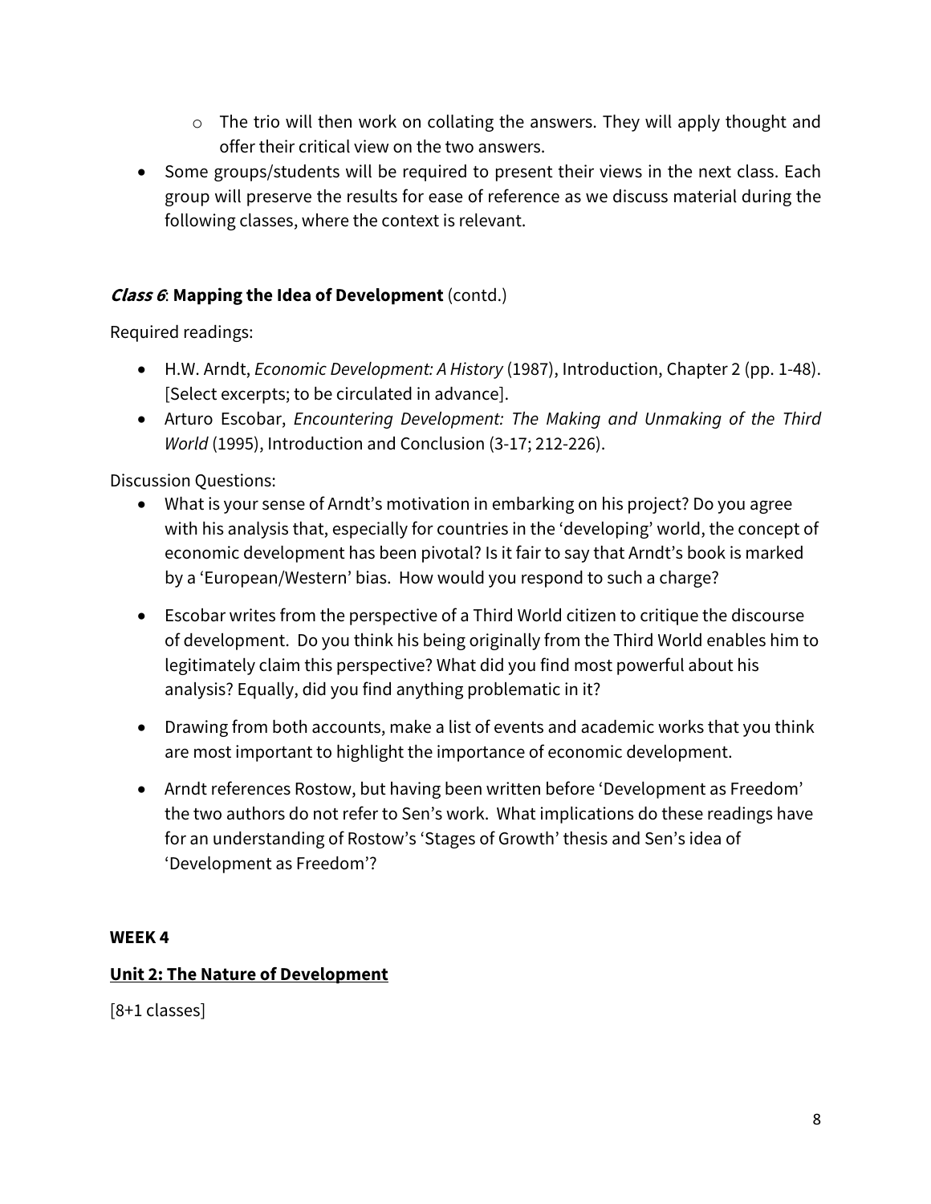- The trio will then work on collating the answers. They will apply thought and offer their critical view on the two answers.
- Some groups/students will be required to present their views in the next class. Each group will preserve the results for ease of reference as we discuss material during the following classes, where the context is relevant.

***Class 6*: Mapping the Idea of Development** (contd.)

Required readings:

- H.W. Arndt, *Economic Development: A History* (1987), Introduction, Chapter 2 (pp. 1-48). [Select excerpts; to be circulated in advance].
- Arturo Escobar, *Encountering Development: The Making and Unmaking of the Third World* (1995), Introduction and Conclusion (3-17; 212-226).

Discussion Questions:

- What is your sense of Arndt's motivation in embarking on his project? Do you agree with his analysis that, especially for countries in the 'developing' world, the concept of economic development has been pivotal? Is it fair to say that Arndt's book is marked by a 'European/Western' bias. How would you respond to such a charge?

- Escobar writes from the perspective of a Third World citizen to critique the discourse of development. Do you think his being originally from the Third World enables him to legitimately claim this perspective? What did you find most powerful about his analysis? Equally, did you find anything problematic in it?

- Drawing from both accounts, make a list of events and academic works that you think are most important to highlight the importance of economic development.

- Arndt references Rostow, but having been written before 'Development as Freedom' the two authors do not refer to Sen's work. What implications do these readings have for an understanding of Rostow's 'Stages of Growth' thesis and Sen's idea of 'Development as Freedom'?

**WEEK 4**

**<u>Unit 2: The Nature of Development</u>**

[8+1 classes]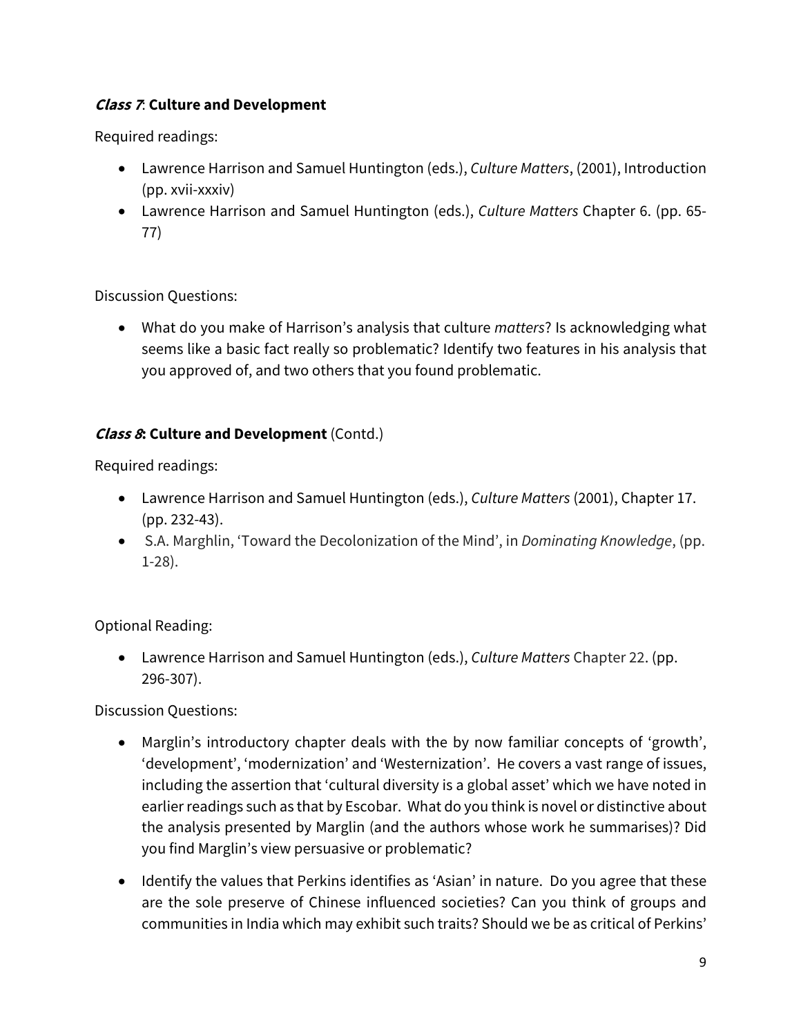***Class 7*: Culture and Development**

Required readings:

- Lawrence Harrison and Samuel Huntington (eds.), *Culture Matters*, (2001), Introduction (pp. xvii-xxxiv)
- Lawrence Harrison and Samuel Huntington (eds.), *Culture Matters* Chapter 6. (pp. 65-77)

Discussion Questions:

- What do you make of Harrison's analysis that culture *matters*? Is acknowledging what seems like a basic fact really so problematic? Identify two features in his analysis that you approved of, and two others that you found problematic.

***Class 8*: Culture and Development** (Contd.)

Required readings:

- Lawrence Harrison and Samuel Huntington (eds.), *Culture Matters* (2001), Chapter 17. (pp. 232-43).
- S.A. Marghlin, 'Toward the Decolonization of the Mind', in *Dominating Knowledge*, (pp. 1-28).

Optional Reading:

- Lawrence Harrison and Samuel Huntington (eds.), *Culture Matters* Chapter 22. (pp. 296-307).

Discussion Questions:

- Marglin's introductory chapter deals with the by now familiar concepts of 'growth', 'development', 'modernization' and 'Westernization'. He covers a vast range of issues, including the assertion that 'cultural diversity is a global asset' which we have noted in earlier readings such as that by Escobar. What do you think is novel or distinctive about the analysis presented by Marglin (and the authors whose work he summarises)? Did you find Marglin's view persuasive or problematic?
- Identify the values that Perkins identifies as 'Asian' in nature. Do you agree that these are the sole preserve of Chinese influenced societies? Can you think of groups and communities in India which may exhibit such traits? Should we be as critical of Perkins'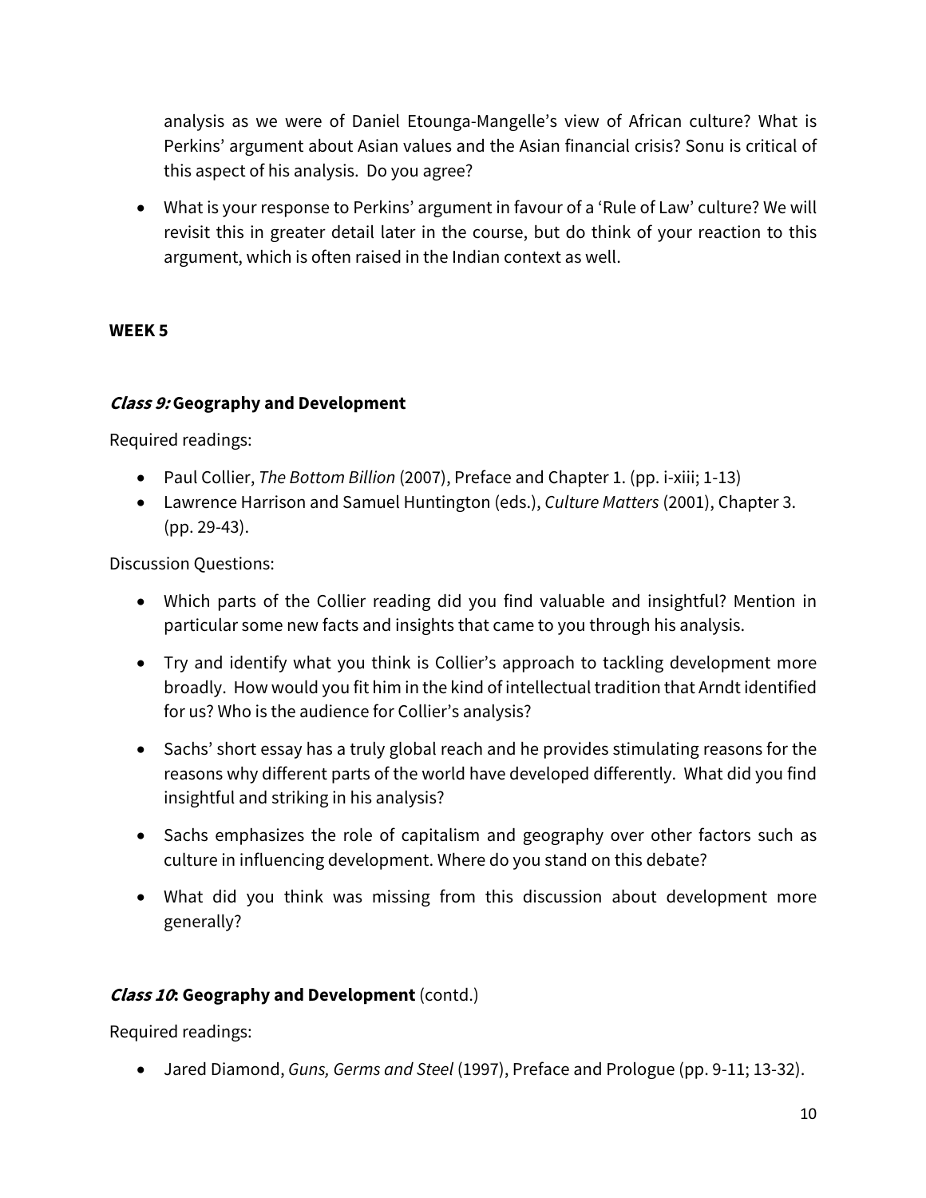analysis as we were of Daniel Etounga-Mangelle's view of African culture? What is Perkins' argument about Asian values and the Asian financial crisis? Sonu is critical of this aspect of his analysis. Do you agree?

- What is your response to Perkins' argument in favour of a 'Rule of Law' culture? We will revisit this in greater detail later in the course, but do think of your reaction to this argument, which is often raised in the Indian context as well.

## WEEK 5

### *Class 9:* Geography and Development

Required readings:

- Paul Collier, *The Bottom Billion* (2007), Preface and Chapter 1. (pp. i-xiii; 1-13)
- Lawrence Harrison and Samuel Huntington (eds.), *Culture Matters* (2001), Chapter 3. (pp. 29-43).

Discussion Questions:

- Which parts of the Collier reading did you find valuable and insightful? Mention in particular some new facts and insights that came to you through his analysis.

- Try and identify what you think is Collier's approach to tackling development more broadly. How would you fit him in the kind of intellectual tradition that Arndt identified for us? Who is the audience for Collier's analysis?

- Sachs' short essay has a truly global reach and he provides stimulating reasons for the reasons why different parts of the world have developed differently. What did you find insightful and striking in his analysis?

- Sachs emphasizes the role of capitalism and geography over other factors such as culture in influencing development. Where do you stand on this debate?

- What did you think was missing from this discussion about development more generally?

### *Class 10*: Geography and Development (contd.)

Required readings:

- Jared Diamond, *Guns, Germs and Steel* (1997), Preface and Prologue (pp. 9-11; 13-32).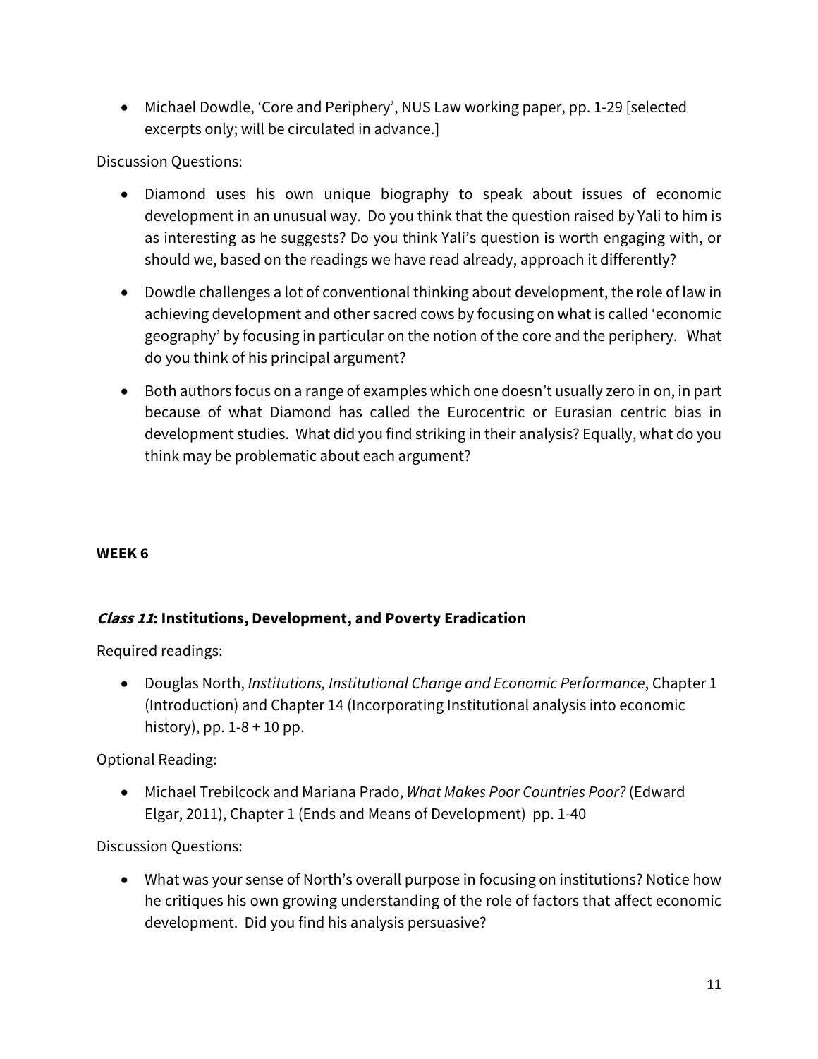- Michael Dowdle, 'Core and Periphery', NUS Law working paper, pp. 1-29 [selected excerpts only; will be circulated in advance.]

Discussion Questions:

- Diamond uses his own unique biography to speak about issues of economic development in an unusual way. Do you think that the question raised by Yali to him is as interesting as he suggests? Do you think Yali's question is worth engaging with, or should we, based on the readings we have read already, approach it differently?
- Dowdle challenges a lot of conventional thinking about development, the role of law in achieving development and other sacred cows by focusing on what is called 'economic geography' by focusing in particular on the notion of the core and the periphery. What do you think of his principal argument?
- Both authors focus on a range of examples which one doesn't usually zero in on, in part because of what Diamond has called the Eurocentric or Eurasian centric bias in development studies. What did you find striking in their analysis? Equally, what do you think may be problematic about each argument?

**WEEK 6**

***Class 11*: Institutions, Development, and Poverty Eradication**

Required readings:

- Douglas North, *Institutions, Institutional Change and Economic Performance*, Chapter 1 (Introduction) and Chapter 14 (Incorporating Institutional analysis into economic history), pp. 1-8 + 10 pp.

Optional Reading:

- Michael Trebilcock and Mariana Prado, *What Makes Poor Countries Poor?* (Edward Elgar, 2011), Chapter 1 (Ends and Means of Development) pp. 1-40

Discussion Questions:

- What was your sense of North's overall purpose in focusing on institutions? Notice how he critiques his own growing understanding of the role of factors that affect economic development. Did you find his analysis persuasive?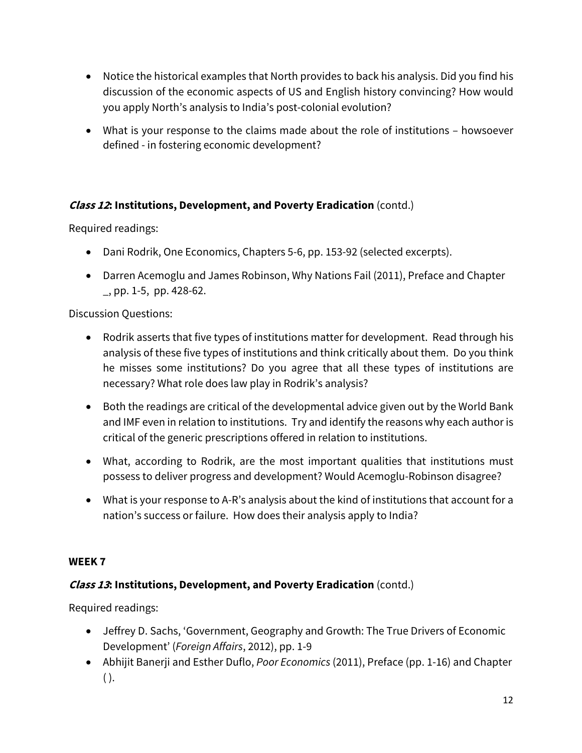- Notice the historical examples that North provides to back his analysis. Did you find his discussion of the economic aspects of US and English history convincing? How would you apply North's analysis to India's post-colonial evolution?
- What is your response to the claims made about the role of institutions – howsoever defined - in fostering economic development?

### ***Class 12*: Institutions, Development, and Poverty Eradication** (contd.)

Required readings:

- Dani Rodrik, One Economics, Chapters 5-6, pp. 153-92 (selected excerpts).
- Darren Acemoglu and James Robinson, Why Nations Fail (2011), Preface and Chapter _, pp. 1-5, pp. 428-62.

Discussion Questions:

- Rodrik asserts that five types of institutions matter for development. Read through his analysis of these five types of institutions and think critically about them. Do you think he misses some institutions? Do you agree that all these types of institutions are necessary? What role does law play in Rodrik's analysis?
- Both the readings are critical of the developmental advice given out by the World Bank and IMF even in relation to institutions. Try and identify the reasons why each author is critical of the generic prescriptions offered in relation to institutions.
- What, according to Rodrik, are the most important qualities that institutions must possess to deliver progress and development? Would Acemoglu-Robinson disagree?
- What is your response to A-R's analysis about the kind of institutions that account for a nation's success or failure. How does their analysis apply to India?

## WEEK 7

### ***Class 13*: Institutions, Development, and Poverty Eradication** (contd.)

Required readings:

- Jeffrey D. Sachs, 'Government, Geography and Growth: The True Drivers of Economic Development' (*Foreign Affairs*, 2012), pp. 1-9
- Abhijit Banerji and Esther Duflo, *Poor Economics* (2011), Preface (pp. 1-16) and Chapter ( ).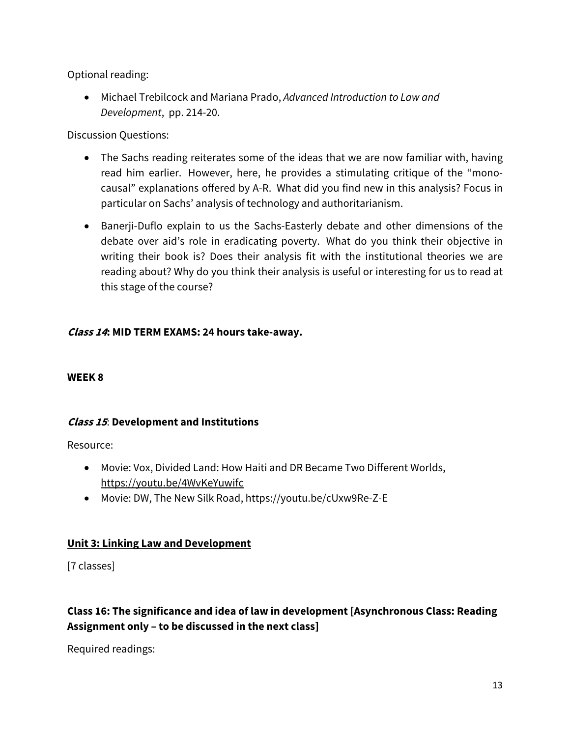Optional reading:

- Michael Trebilcock and Mariana Prado, *Advanced Introduction to Law and Development*, pp. 214-20.

Discussion Questions:

- The Sachs reading reiterates some of the ideas that we are now familiar with, having read him earlier. However, here, he provides a stimulating critique of the "mono-causal" explanations offered by A-R. What did you find new in this analysis? Focus in particular on Sachs' analysis of technology and authoritarianism.
- Banerji-Duflo explain to us the Sachs-Easterly debate and other dimensions of the debate over aid's role in eradicating poverty. What do you think their objective in writing their book is? Does their analysis fit with the institutional theories we are reading about? Why do you think their analysis is useful or interesting for us to read at this stage of the course?

***Class 14*: MID TERM EXAMS: 24 hours take-away.**

**WEEK 8**

***Class 15*: Development and Institutions**

Resource:

- Movie: Vox, Divided Land: How Haiti and DR Became Two Different Worlds, https://youtu.be/4WvKeYuwifc
- Movie: DW, The New Silk Road, https://youtu.be/cUxw9Re-Z-E

## Unit 3: Linking Law and Development

[7 classes]

### Class 16: The significance and idea of law in development [Asynchronous Class: Reading Assignment only – to be discussed in the next class]

Required readings: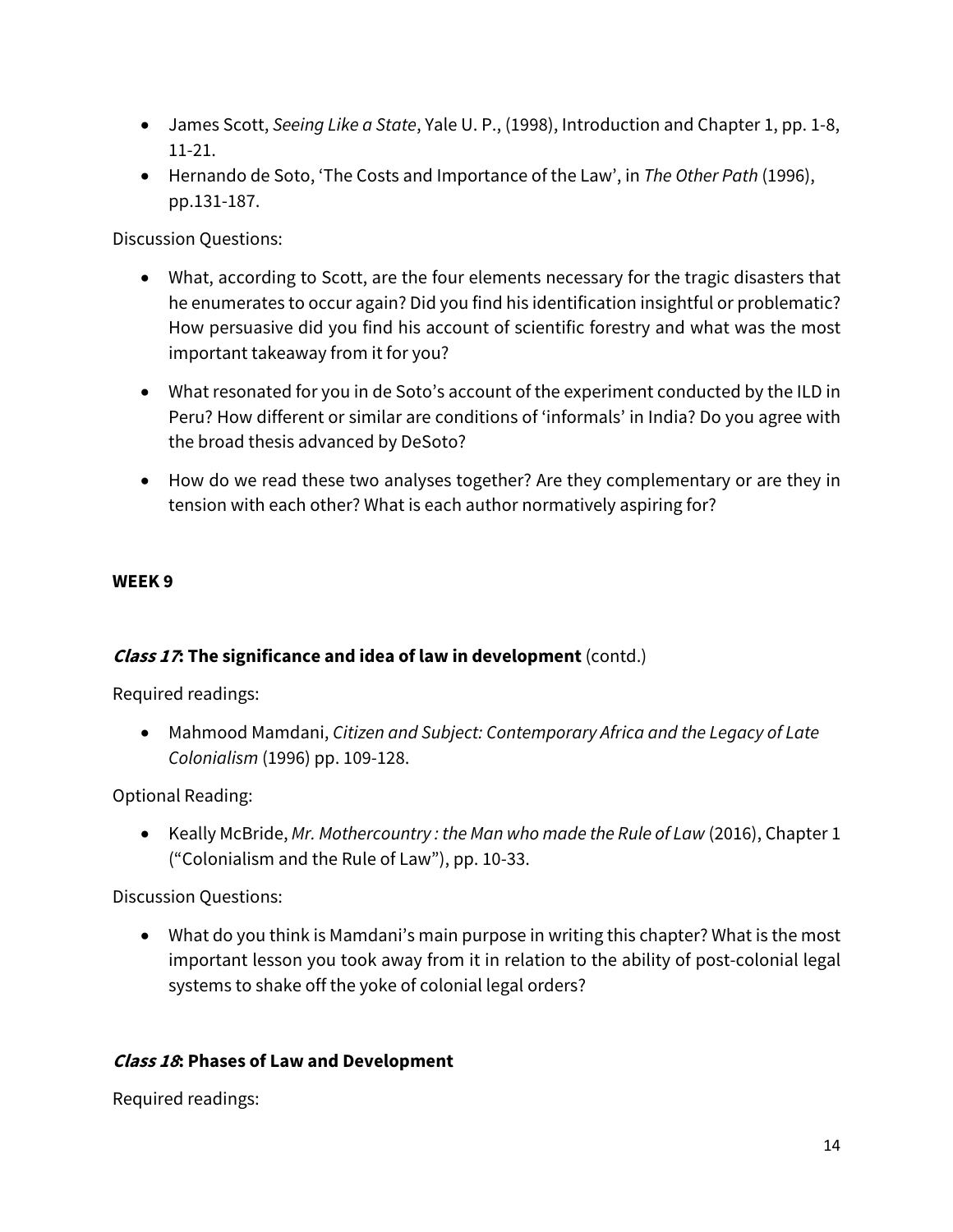- James Scott, *Seeing Like a State*, Yale U. P., (1998), Introduction and Chapter 1, pp. 1-8, 11-21.
- Hernando de Soto, 'The Costs and Importance of the Law', in *The Other Path* (1996), pp.131-187.

Discussion Questions:

- What, according to Scott, are the four elements necessary for the tragic disasters that he enumerates to occur again? Did you find his identification insightful or problematic? How persuasive did you find his account of scientific forestry and what was the most important takeaway from it for you?
- What resonated for you in de Soto's account of the experiment conducted by the ILD in Peru? How different or similar are conditions of 'informals' in India? Do you agree with the broad thesis advanced by DeSoto?
- How do we read these two analyses together? Are they complementary or are they in tension with each other? What is each author normatively aspiring for?

**WEEK 9**

***Class 17*: The significance and idea of law in development** (contd.)

Required readings:

- Mahmood Mamdani, *Citizen and Subject: Contemporary Africa and the Legacy of Late Colonialism* (1996) pp. 109-128.

Optional Reading:

- Keally McBride, *Mr. Mothercountry : the Man who made the Rule of Law* (2016), Chapter 1 ("Colonialism and the Rule of Law"), pp. 10-33.

Discussion Questions:

- What do you think is Mamdani's main purpose in writing this chapter? What is the most important lesson you took away from it in relation to the ability of post-colonial legal systems to shake off the yoke of colonial legal orders?

***Class 18*: Phases of Law and Development**

Required readings: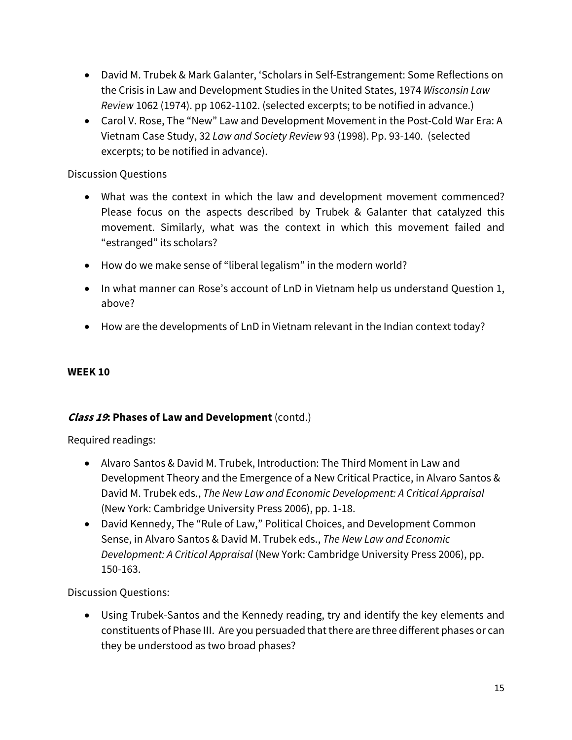- David M. Trubek & Mark Galanter, 'Scholars in Self-Estrangement: Some Reflections on the Crisis in Law and Development Studies in the United States, 1974 *Wisconsin Law Review* 1062 (1974). pp 1062-1102. (selected excerpts; to be notified in advance.)
- Carol V. Rose, The "New" Law and Development Movement in the Post-Cold War Era: A Vietnam Case Study, 32 *Law and Society Review* 93 (1998). Pp. 93-140. (selected excerpts; to be notified in advance).

Discussion Questions

- What was the context in which the law and development movement commenced? Please focus on the aspects described by Trubek & Galanter that catalyzed this movement. Similarly, what was the context in which this movement failed and "estranged" its scholars?
- How do we make sense of "liberal legalism" in the modern world?
- In what manner can Rose's account of LnD in Vietnam help us understand Question 1, above?
- How are the developments of LnD in Vietnam relevant in the Indian context today?

**WEEK 10**

***Class 19*: Phases of Law and Development** (contd.)

Required readings:

- Alvaro Santos & David M. Trubek, Introduction: The Third Moment in Law and Development Theory and the Emergence of a New Critical Practice, in Alvaro Santos & David M. Trubek eds., *The New Law and Economic Development: A Critical Appraisal* (New York: Cambridge University Press 2006), pp. 1-18.
- David Kennedy, The "Rule of Law," Political Choices, and Development Common Sense, in Alvaro Santos & David M. Trubek eds., *The New Law and Economic Development: A Critical Appraisal* (New York: Cambridge University Press 2006), pp. 150-163.

Discussion Questions:

- Using Trubek-Santos and the Kennedy reading, try and identify the key elements and constituents of Phase III. Are you persuaded that there are three different phases or can they be understood as two broad phases?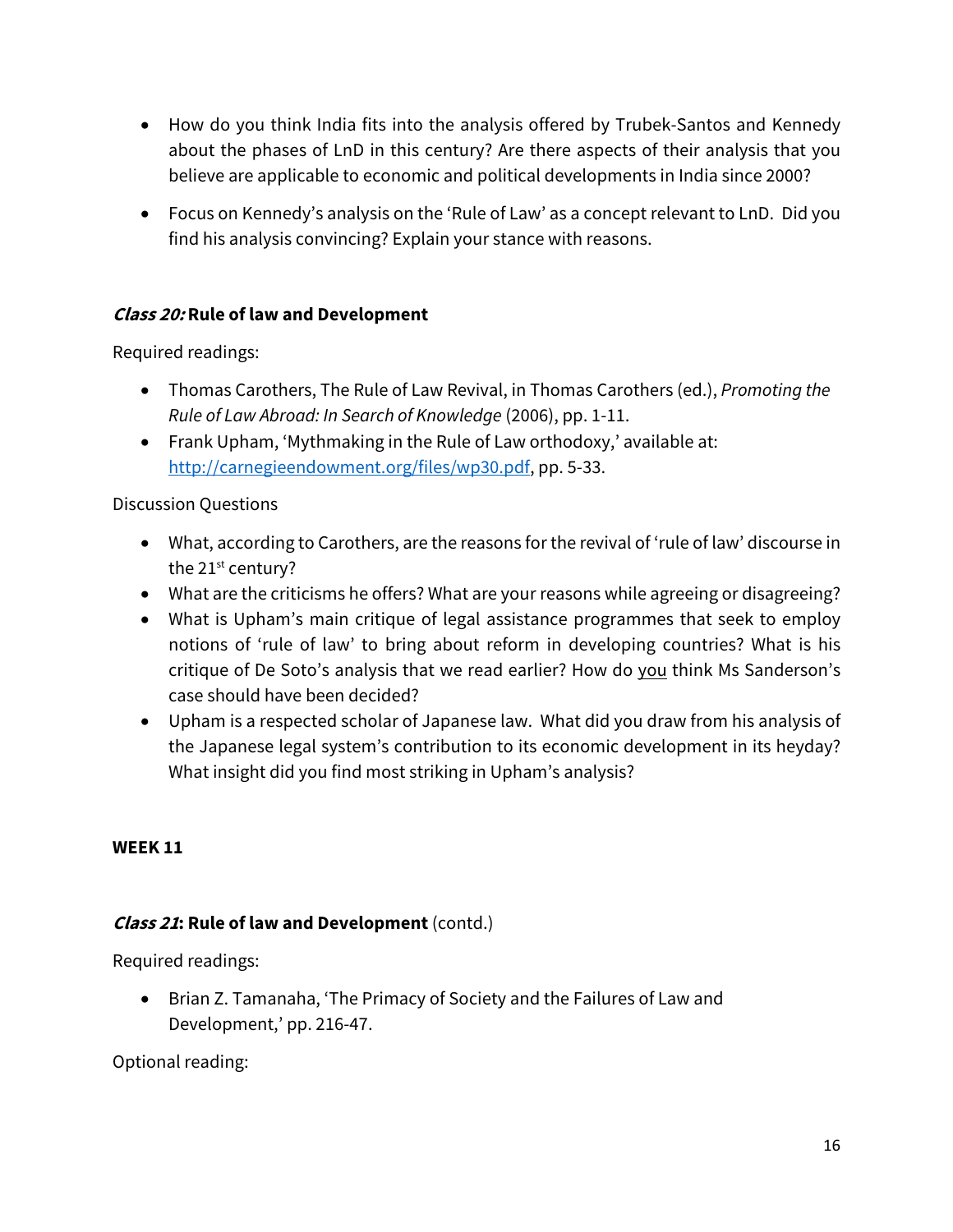- How do you think India fits into the analysis offered by Trubek-Santos and Kennedy about the phases of LnD in this century? Are there aspects of their analysis that you believe are applicable to economic and political developments in India since 2000?
- Focus on Kennedy's analysis on the 'Rule of Law' as a concept relevant to LnD. Did you find his analysis convincing? Explain your stance with reasons.

### *Class 20:* Rule of law and Development

Required readings:

- Thomas Carothers, The Rule of Law Revival, in Thomas Carothers (ed.), *Promoting the Rule of Law Abroad: In Search of Knowledge* (2006), pp. 1-11.
- Frank Upham, 'Mythmaking in the Rule of Law orthodoxy,' available at: [http://carnegieendowment.org/files/wp30.pdf](http://carnegieendowment.org/files/wp30.pdf), pp. 5-33.

Discussion Questions

- What, according to Carothers, are the reasons for the revival of 'rule of law' discourse in the 21st century?
- What are the criticisms he offers? What are your reasons while agreeing or disagreeing?
- What is Upham's main critique of legal assistance programmes that seek to employ notions of 'rule of law' to bring about reform in developing countries? What is his critique of De Soto's analysis that we read earlier? How do <u>you</u> think Ms Sanderson's case should have been decided?
- Upham is a respected scholar of Japanese law. What did you draw from his analysis of the Japanese legal system's contribution to its economic development in its heyday? What insight did you find most striking in Upham's analysis?

## WEEK 11

### *Class 21*: Rule of law and Development (contd.)

Required readings:

- Brian Z. Tamanaha, 'The Primacy of Society and the Failures of Law and Development,' pp. 216-47.

Optional reading: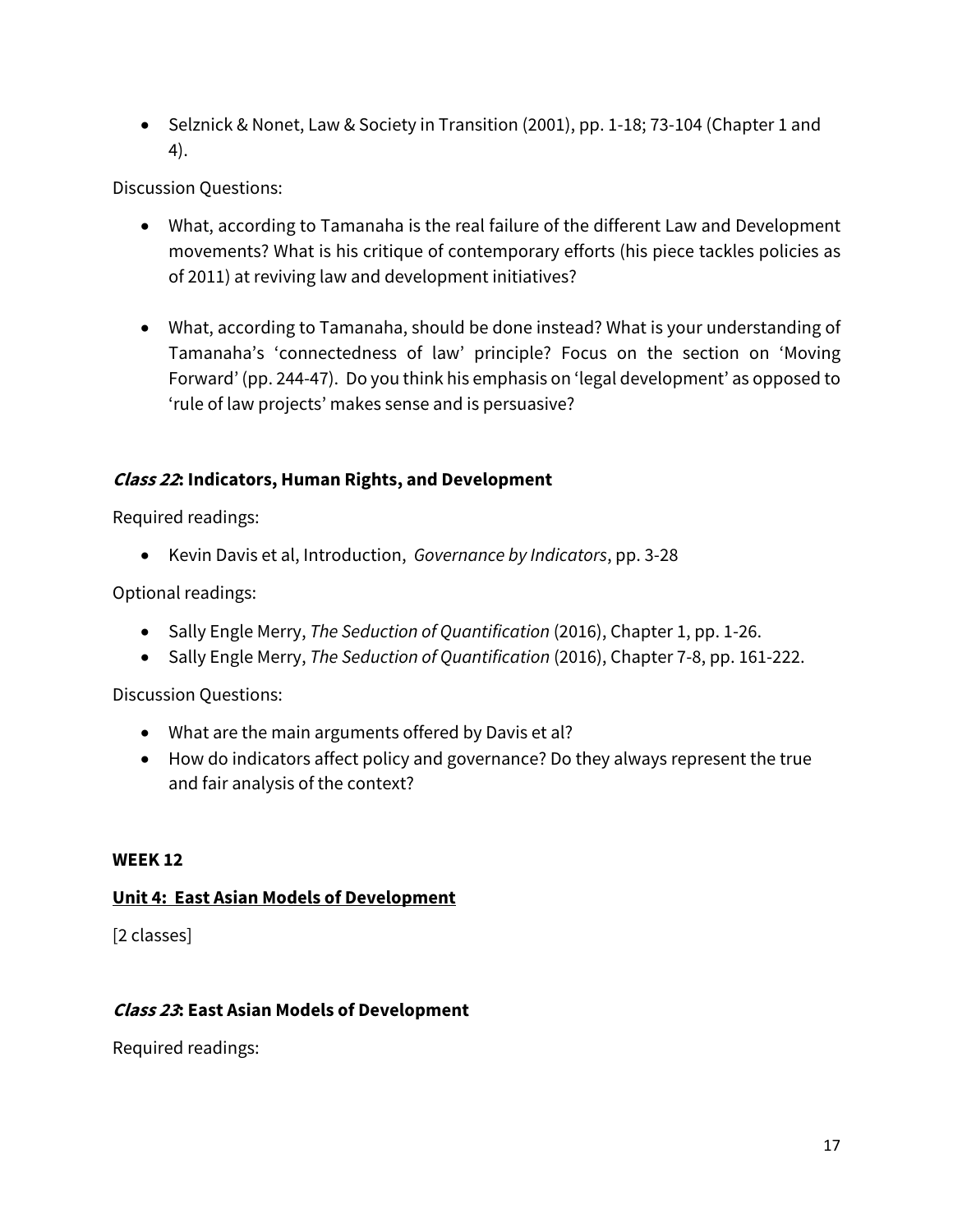- Selznick & Nonet, Law & Society in Transition (2001), pp. 1-18; 73-104 (Chapter 1 and 4).

Discussion Questions:

- What, according to Tamanaha is the real failure of the different Law and Development movements? What is his critique of contemporary efforts (his piece tackles policies as of 2011) at reviving law and development initiatives?

- What, according to Tamanaha, should be done instead? What is your understanding of Tamanaha's 'connectedness of law' principle? Focus on the section on 'Moving Forward' (pp. 244-47). Do you think his emphasis on 'legal development' as opposed to 'rule of law projects' makes sense and is persuasive?

### ***Class 22*: Indicators, Human Rights, and Development**

Required readings:

- Kevin Davis et al, Introduction, *Governance by Indicators*, pp. 3-28

Optional readings:

- Sally Engle Merry, *The Seduction of Quantification* (2016), Chapter 1, pp. 1-26.
- Sally Engle Merry, *The Seduction of Quantification* (2016), Chapter 7-8, pp. 161-222.

Discussion Questions:

- What are the main arguments offered by Davis et al?
- How do indicators affect policy and governance? Do they always represent the true and fair analysis of the context?

**WEEK 12**

## **<u>Unit 4: East Asian Models of Development</u>**

[2 classes]

### ***Class 23*: East Asian Models of Development**

Required readings: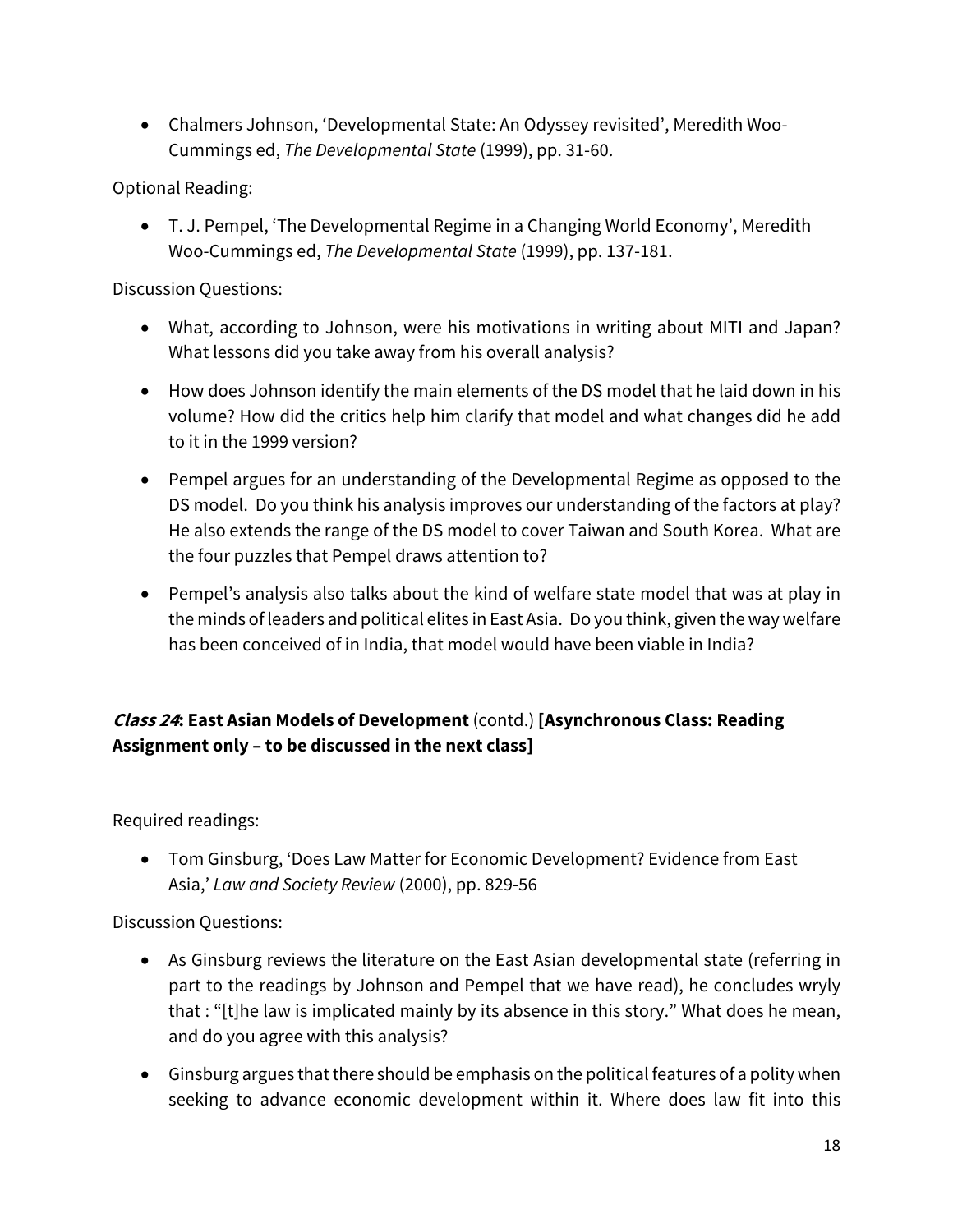- Chalmers Johnson, 'Developmental State: An Odyssey revisited', Meredith Woo-Cummings ed, *The Developmental State* (1999), pp. 31-60.

Optional Reading:

- T. J. Pempel, 'The Developmental Regime in a Changing World Economy', Meredith Woo-Cummings ed, *The Developmental State* (1999), pp. 137-181.

Discussion Questions:

- What, according to Johnson, were his motivations in writing about MITI and Japan? What lessons did you take away from his overall analysis?
- How does Johnson identify the main elements of the DS model that he laid down in his volume? How did the critics help him clarify that model and what changes did he add to it in the 1999 version?
- Pempel argues for an understanding of the Developmental Regime as opposed to the DS model. Do you think his analysis improves our understanding of the factors at play? He also extends the range of the DS model to cover Taiwan and South Korea. What are the four puzzles that Pempel draws attention to?
- Pempel's analysis also talks about the kind of welfare state model that was at play in the minds of leaders and political elites in East Asia. Do you think, given the way welfare has been conceived of in India, that model would have been viable in India?

### ***Class 24*: East Asian Models of Development** (contd.) **[Asynchronous Class: Reading Assignment only – to be discussed in the next class]**

Required readings:

- Tom Ginsburg, 'Does Law Matter for Economic Development? Evidence from East Asia,' *Law and Society Review* (2000), pp. 829-56

Discussion Questions:

- As Ginsburg reviews the literature on the East Asian developmental state (referring in part to the readings by Johnson and Pempel that we have read), he concludes wryly that : "[t]he law is implicated mainly by its absence in this story." What does he mean, and do you agree with this analysis?
- Ginsburg argues that there should be emphasis on the political features of a polity when seeking to advance economic development within it. Where does law fit into this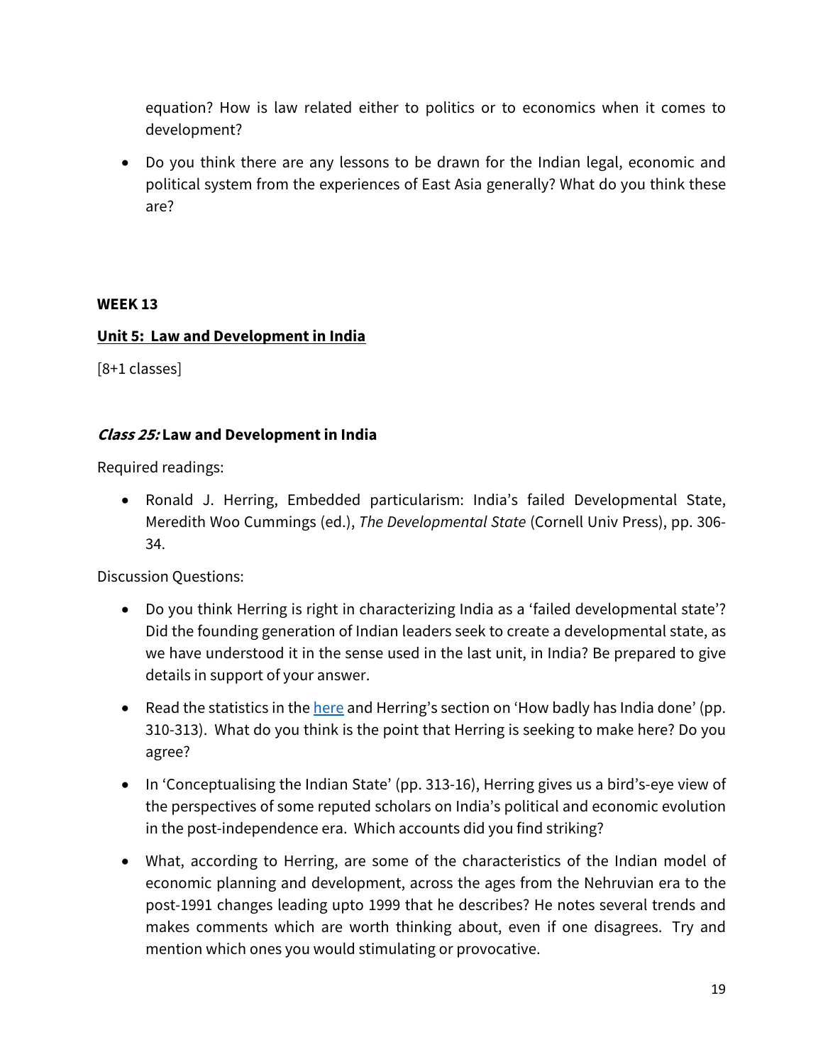equation? How is law related either to politics or to economics when it comes to development?

- Do you think there are any lessons to be drawn for the Indian legal, economic and political system from the experiences of East Asia generally? What do you think these are?

**WEEK 13**

**Unit 5: Law and Development in India**

[8+1 classes]

***Class 25:* Law and Development in India**

Required readings:

- Ronald J. Herring, Embedded particularism: India's failed Developmental State, Meredith Woo Cummings (ed.), *The Developmental State* (Cornell Univ Press), pp. 306-34.

Discussion Questions:

- Do you think Herring is right in characterizing India as a 'failed developmental state'? Did the founding generation of Indian leaders seek to create a developmental state, as we have understood it in the sense used in the last unit, in India? Be prepared to give details in support of your answer.
- Read the statistics in the here and Herring's section on 'How badly has India done' (pp. 310-313). What do you think is the point that Herring is seeking to make here? Do you agree?
- In 'Conceptualising the Indian State' (pp. 313-16), Herring gives us a bird's-eye view of the perspectives of some reputed scholars on India's political and economic evolution in the post-independence era. Which accounts did you find striking?
- What, according to Herring, are some of the characteristics of the Indian model of economic planning and development, across the ages from the Nehruvian era to the post-1991 changes leading upto 1999 that he describes? He notes several trends and makes comments which are worth thinking about, even if one disagrees. Try and mention which ones you would stimulating or provocative.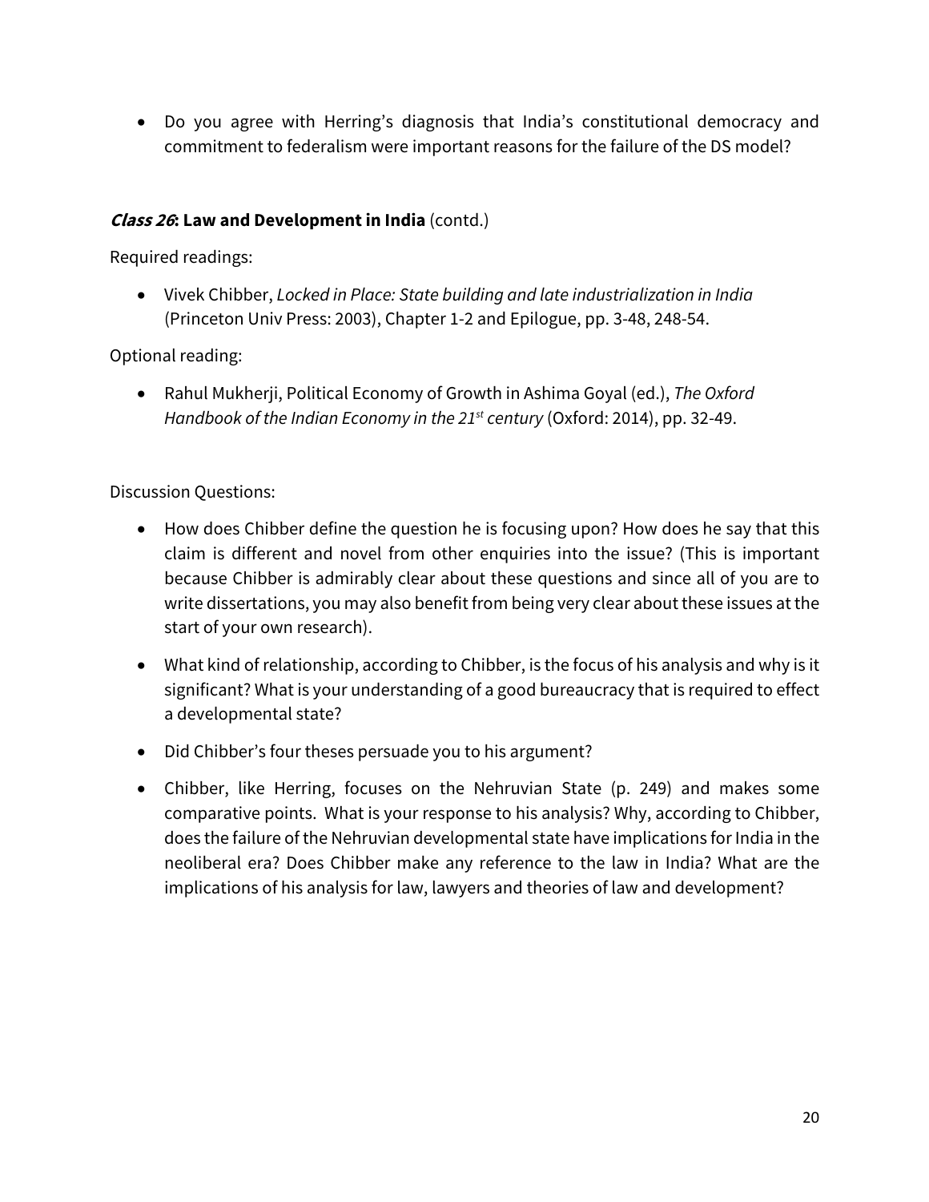- Do you agree with Herring's diagnosis that India's constitutional democracy and commitment to federalism were important reasons for the failure of the DS model?

### ***Class 26*: Law and Development in India** (contd.)

Required readings:

- Vivek Chibber, *Locked in Place: State building and late industrialization in India* (Princeton Univ Press: 2003), Chapter 1-2 and Epilogue, pp. 3-48, 248-54.

Optional reading:

- Rahul Mukherji, Political Economy of Growth in Ashima Goyal (ed.), *The Oxford Handbook of the Indian Economy in the 21st century* (Oxford: 2014), pp. 32-49.

Discussion Questions:

- How does Chibber define the question he is focusing upon? How does he say that this claim is different and novel from other enquiries into the issue? (This is important because Chibber is admirably clear about these questions and since all of you are to write dissertations, you may also benefit from being very clear about these issues at the start of your own research).
- What kind of relationship, according to Chibber, is the focus of his analysis and why is it significant? What is your understanding of a good bureaucracy that is required to effect a developmental state?
- Did Chibber's four theses persuade you to his argument?
- Chibber, like Herring, focuses on the Nehruvian State (p. 249) and makes some comparative points. What is your response to his analysis? Why, according to Chibber, does the failure of the Nehruvian developmental state have implications for India in the neoliberal era? Does Chibber make any reference to the law in India? What are the implications of his analysis for law, lawyers and theories of law and development?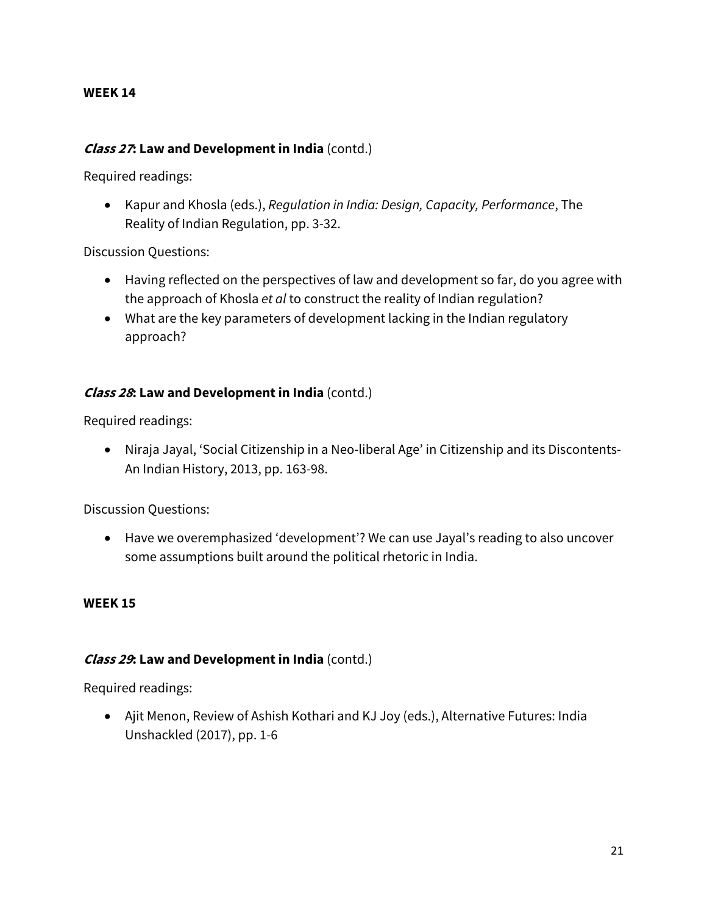**WEEK 14**

***Class 27*: Law and Development in India** (contd.)

Required readings:

- Kapur and Khosla (eds.), *Regulation in India: Design, Capacity, Performance*, The Reality of Indian Regulation, pp. 3-32.

Discussion Questions:

- Having reflected on the perspectives of law and development so far, do you agree with the approach of Khosla *et al* to construct the reality of Indian regulation?
- What are the key parameters of development lacking in the Indian regulatory approach?

***Class 28*: Law and Development in India** (contd.)

Required readings:

- Niraja Jayal, 'Social Citizenship in a Neo-liberal Age' in Citizenship and its Discontents- An Indian History, 2013, pp. 163-98.

Discussion Questions:

- Have we overemphasized 'development'? We can use Jayal's reading to also uncover some assumptions built around the political rhetoric in India.

**WEEK 15**

***Class 29*: Law and Development in India** (contd.)

Required readings:

- Ajit Menon, Review of Ashish Kothari and KJ Joy (eds.), Alternative Futures: India Unshackled (2017), pp. 1-6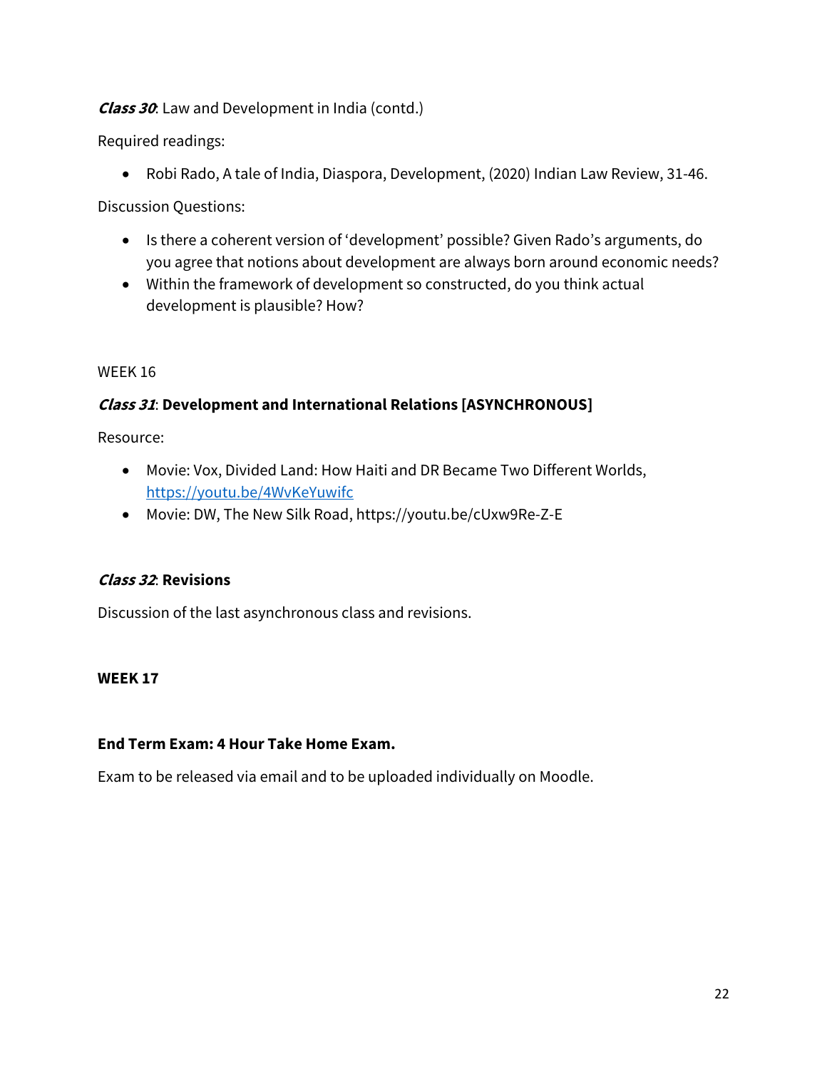***Class 30***: Law and Development in India (contd.)

Required readings:

- Robi Rado, A tale of India, Diaspora, Development, (2020) Indian Law Review, 31-46.

Discussion Questions:

- Is there a coherent version of 'development' possible? Given Rado's arguments, do you agree that notions about development are always born around economic needs?
- Within the framework of development so constructed, do you think actual development is plausible? How?

WEEK 16

***Class 31***: **Development and International Relations [ASYNCHRONOUS]**

Resource:

- Movie: Vox, Divided Land: How Haiti and DR Became Two Different Worlds, https://youtu.be/4WvKeYuwifc
- Movie: DW, The New Silk Road, https://youtu.be/cUxw9Re-Z-E

***Class 32***: **Revisions**

Discussion of the last asynchronous class and revisions.

**WEEK 17**

**End Term Exam: 4 Hour Take Home Exam.**

Exam to be released via email and to be uploaded individually on Moodle.